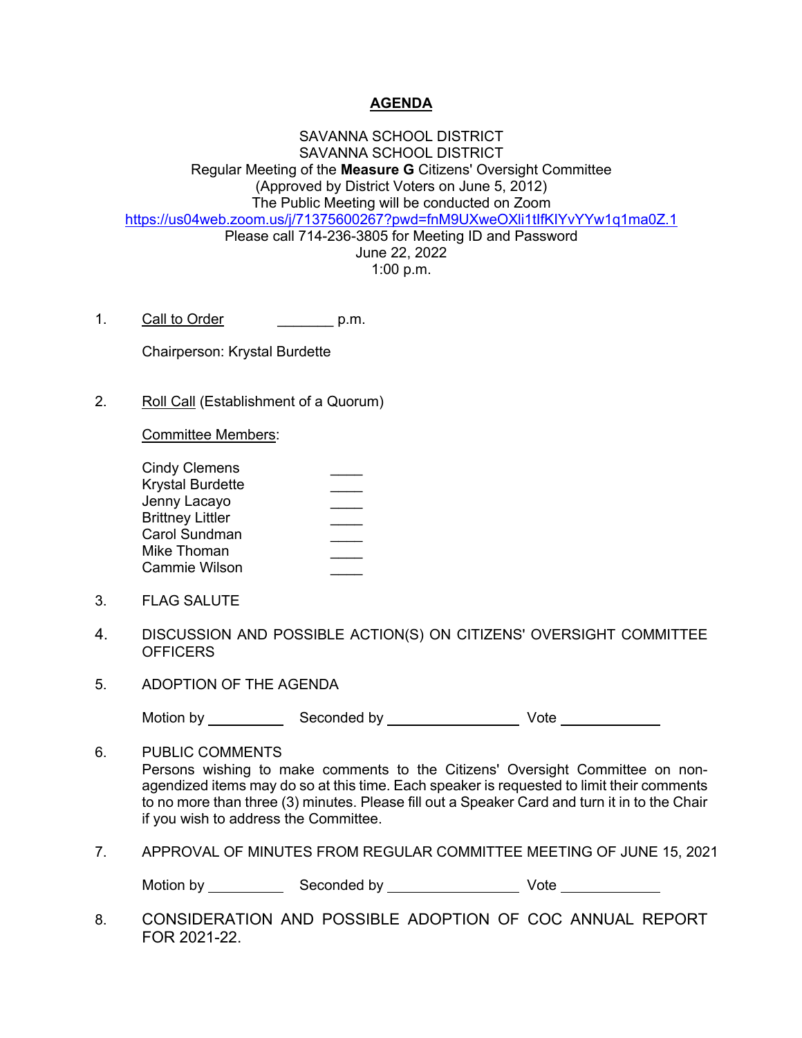# AGENDA

SAVANNA SCHOOL DISTRICT
SAVANNA SCHOOL DISTRICT
Regular Meeting of the **Measure G** Citizens' Oversight Committee
(Approved by District Voters on June 5, 2012)
The Public Meeting will be conducted on Zoom
https://us04web.zoom.us/j/71375600267?pwd=fnM9UXweOXli1tIfKIYvYYw1q1ma0Z.1
Please call 714-236-3805 for Meeting ID and Password
June 22, 2022
1:00 p.m.

1. Call to Order \_\_\_\_\_\_\_\_ p.m.

   Chairperson: Krystal Burdette

2. Roll Call (Establishment of a Quorum)

   Committee Members:

   Cindy Clemens \_\_\_\_
   Krystal Burdette \_\_\_\_
   Jenny Lacayo \_\_\_\_
   Brittney Littler \_\_\_\_
   Carol Sundman \_\_\_\_
   Mike Thoman \_\_\_\_
   Cammie Wilson \_\_\_\_

3. FLAG SALUTE

4. DISCUSSION AND POSSIBLE ACTION(S) ON CITIZENS' OVERSIGHT COMMITTEE OFFICERS

5. ADOPTION OF THE AGENDA

   Motion by \_\_\_\_\_\_\_\_\_\_ Seconded by \_\_\_\_\_\_\_\_\_\_\_\_\_\_\_\_ Vote \_\_\_\_\_\_\_\_\_\_\_\_

6. PUBLIC COMMENTS
   Persons wishing to make comments to the Citizens' Oversight Committee on non-agendized items may do so at this time. Each speaker is requested to limit their comments to no more than three (3) minutes. Please fill out a Speaker Card and turn it in to the Chair if you wish to address the Committee.

7. APPROVAL OF MINUTES FROM REGULAR COMMITTEE MEETING OF JUNE 15, 2021

   Motion by \_\_\_\_\_\_\_\_\_\_ Seconded by \_\_\_\_\_\_\_\_\_\_\_\_\_\_\_\_ Vote \_\_\_\_\_\_\_\_\_\_\_\_

8. CONSIDERATION AND POSSIBLE ADOPTION OF COC ANNUAL REPORT FOR 2021-22.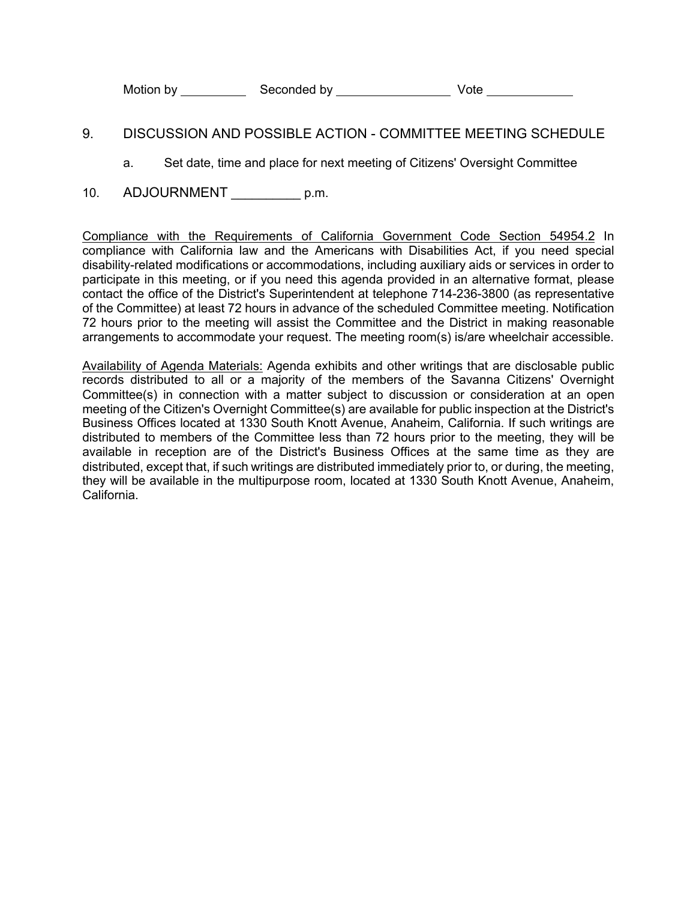Motion by __________ Seconded by _________________ Vote _____________

9. DISCUSSION AND POSSIBLE ACTION - COMMITTEE MEETING SCHEDULE

   a. Set date, time and place for next meeting of Citizens' Oversight Committee

10. ADJOURNMENT __________ p.m.

Compliance with the Requirements of California Government Code Section 54954.2 In compliance with California law and the Americans with Disabilities Act, if you need special disability-related modifications or accommodations, including auxiliary aids or services in order to participate in this meeting, or if you need this agenda provided in an alternative format, please contact the office of the District's Superintendent at telephone 714-236-3800 (as representative of the Committee) at least 72 hours in advance of the scheduled Committee meeting. Notification 72 hours prior to the meeting will assist the Committee and the District in making reasonable arrangements to accommodate your request. The meeting room(s) is/are wheelchair accessible.

Availability of Agenda Materials: Agenda exhibits and other writings that are disclosable public records distributed to all or a majority of the members of the Savanna Citizens' Overnight Committee(s) in connection with a matter subject to discussion or consideration at an open meeting of the Citizen's Overnight Committee(s) are available for public inspection at the District's Business Offices located at 1330 South Knott Avenue, Anaheim, California. If such writings are distributed to members of the Committee less than 72 hours prior to the meeting, they will be available in reception are of the District's Business Offices at the same time as they are distributed, except that, if such writings are distributed immediately prior to, or during, the meeting, they will be available in the multipurpose room, located at 1330 South Knott Avenue, Anaheim, California.